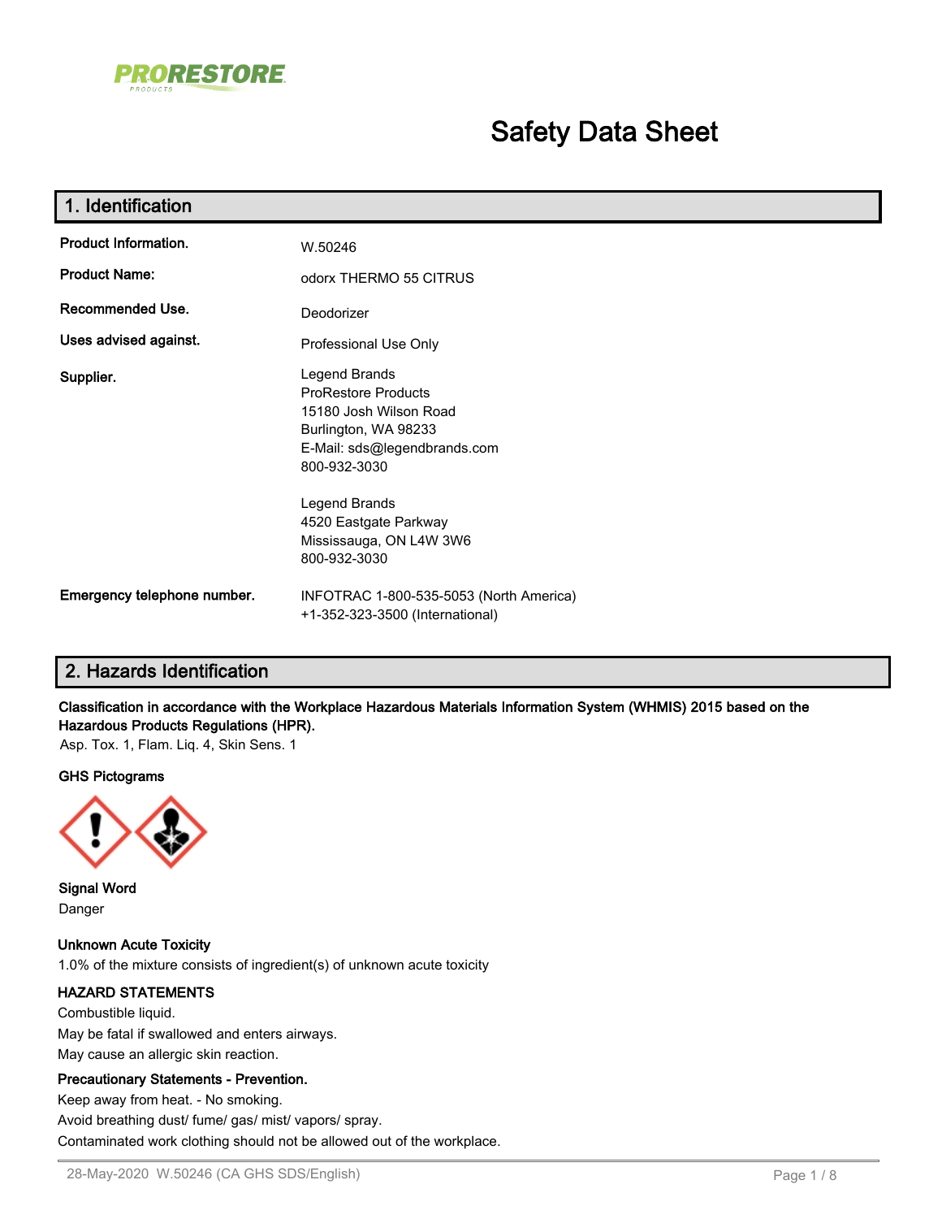PRORESTORE PRODUCTS

# Safety Data Sheet

## 1. Identification

| | |
|---|---|
| **Product Information.** | W.50246 |
| **Product Name:** | odorx THERMO 55 CITRUS |
| **Recommended Use.** | Deodorizer |
| **Uses advised against.** | Professional Use Only |
| **Supplier.** | Legend Brands<br>ProRestore Products<br>15180 Josh Wilson Road<br>Burlington, WA 98233<br>E-Mail: sds@legendbrands.com<br>800-932-3030<br><br>Legend Brands<br>4520 Eastgate Parkway<br>Mississauga, ON L4W 3W6<br>800-932-3030 |
| **Emergency telephone number.** | INFOTRAC 1-800-535-5053 (North America)<br>+1-352-323-3500 (International) |

## 2. Hazards Identification

**Classification in accordance with the Workplace Hazardous Materials Information System (WHMIS) 2015 based on the Hazardous Products Regulations (HPR).**

Asp. Tox. 1, Flam. Liq. 4, Skin Sens. 1

**GHS Pictograms**

**Signal Word**

Danger

**Unknown Acute Toxicity**

1.0% of the mixture consists of ingredient(s) of unknown acute toxicity

**HAZARD STATEMENTS**

Combustible liquid.

May be fatal if swallowed and enters airways.

May cause an allergic skin reaction.

**Precautionary Statements - Prevention.**

Keep away from heat. - No smoking.

Avoid breathing dust/ fume/ gas/ mist/ vapors/ spray.

Contaminated work clothing should not be allowed out of the workplace.

28-May-2020 W.50246 (CA GHS SDS/English)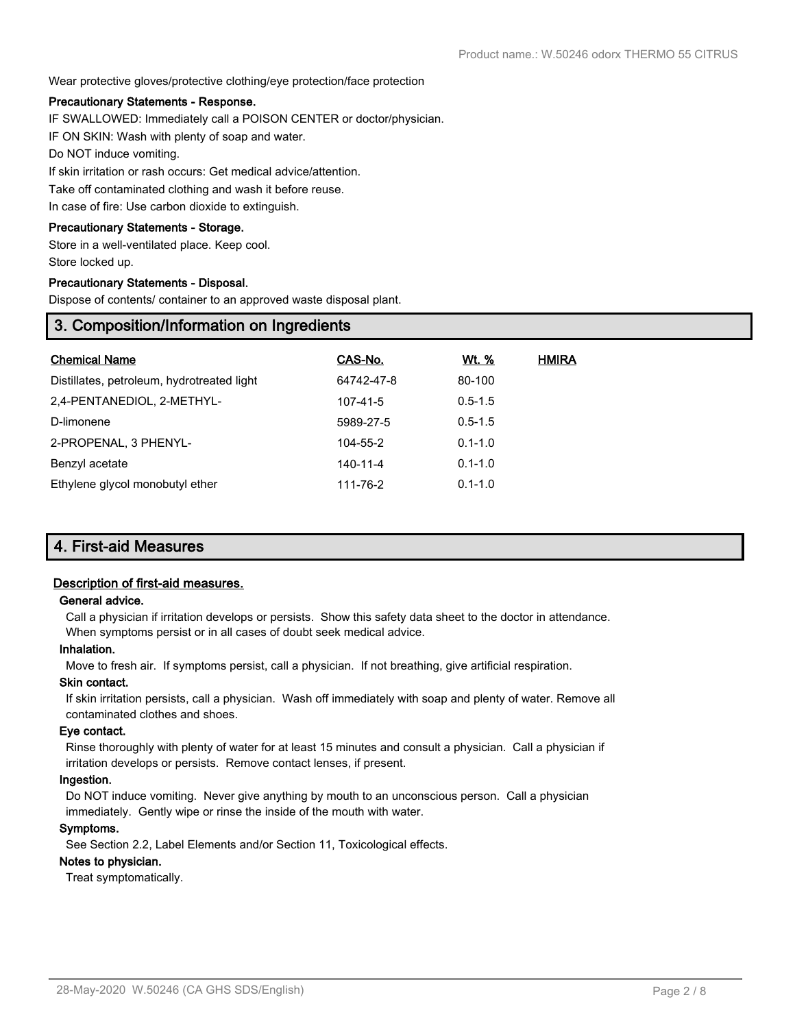Wear protective gloves/protective clothing/eye protection/face protection

**Precautionary Statements - Response.**

IF SWALLOWED: Immediately call a POISON CENTER or doctor/physician.

IF ON SKIN: Wash with plenty of soap and water.

Do NOT induce vomiting.

If skin irritation or rash occurs: Get medical advice/attention.

Take off contaminated clothing and wash it before reuse.

In case of fire: Use carbon dioxide to extinguish.

**Precautionary Statements - Storage.**

Store in a well-ventilated place. Keep cool.

Store locked up.

**Precautionary Statements - Disposal.**

Dispose of contents/ container to an approved waste disposal plant.

## 3. Composition/Information on Ingredients

| Chemical Name | CAS-No. | Wt. % | HMIRA |
|---|---|---|---|
| Distillates, petroleum, hydrotreated light | 64742-47-8 | 80-100 | |
| 2,4-PENTANEDIOL, 2-METHYL- | 107-41-5 | 0.5-1.5 | |
| D-limonene | 5989-27-5 | 0.5-1.5 | |
| 2-PROPENAL, 3 PHENYL- | 104-55-2 | 0.1-1.0 | |
| Benzyl acetate | 140-11-4 | 0.1-1.0 | |
| Ethylene glycol monobutyl ether | 111-76-2 | 0.1-1.0 | |

## 4. First-aid Measures

### Description of first-aid measures.

**General advice.**

Call a physician if irritation develops or persists. Show this safety data sheet to the doctor in attendance. When symptoms persist or in all cases of doubt seek medical advice.

**Inhalation.**

Move to fresh air. If symptoms persist, call a physician. If not breathing, give artificial respiration.

**Skin contact.**

If skin irritation persists, call a physician. Wash off immediately with soap and plenty of water. Remove all contaminated clothes and shoes.

**Eye contact.**

Rinse thoroughly with plenty of water for at least 15 minutes and consult a physician. Call a physician if irritation develops or persists. Remove contact lenses, if present.

**Ingestion.**

Do NOT induce vomiting. Never give anything by mouth to an unconscious person. Call a physician immediately. Gently wipe or rinse the inside of the mouth with water.

**Symptoms.**

See Section 2.2, Label Elements and/or Section 11, Toxicological effects.

**Notes to physician.**

Treat symptomatically.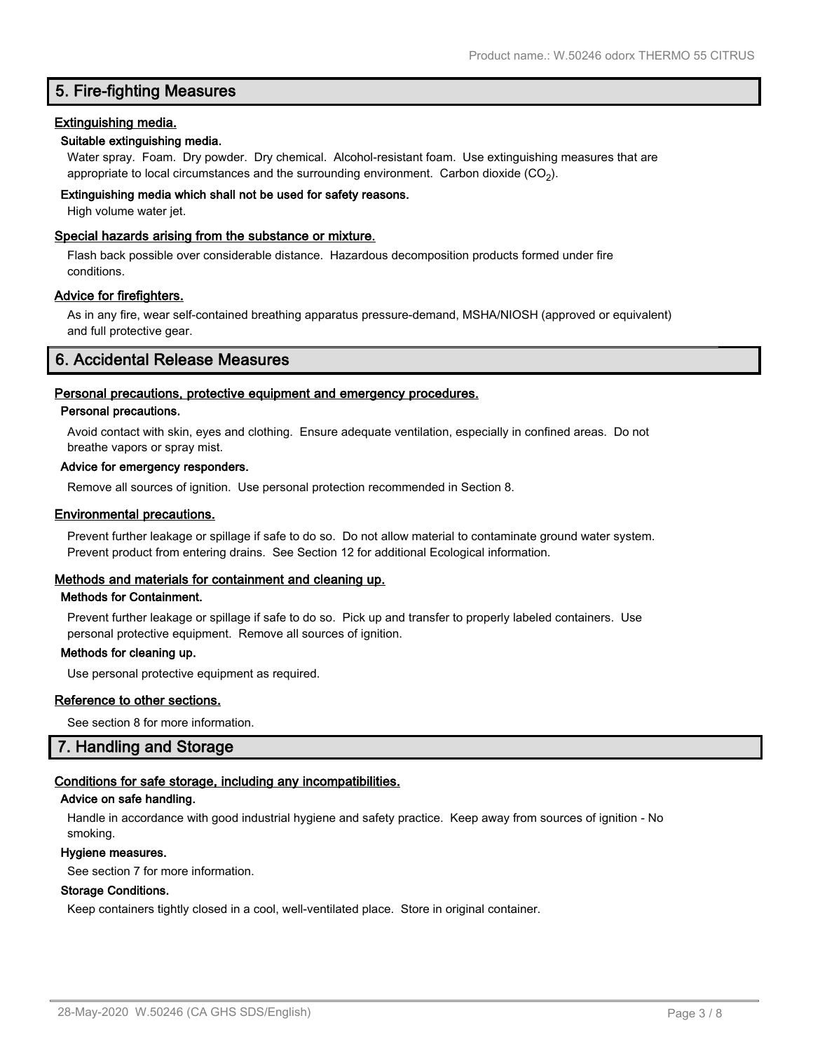## 5. Fire-fighting Measures

### Extinguishing media.

#### Suitable extinguishing media.

Water spray. Foam. Dry powder. Dry chemical. Alcohol-resistant foam. Use extinguishing measures that are appropriate to local circumstances and the surrounding environment. Carbon dioxide ($CO_2$).

#### Extinguishing media which shall not be used for safety reasons.

High volume water jet.

### Special hazards arising from the substance or mixture.

Flash back possible over considerable distance. Hazardous decomposition products formed under fire conditions.

### Advice for firefighters.

As in any fire, wear self-contained breathing apparatus pressure-demand, MSHA/NIOSH (approved or equivalent) and full protective gear.

## 6. Accidental Release Measures

### Personal precautions, protective equipment and emergency procedures.

#### Personal precautions.

Avoid contact with skin, eyes and clothing. Ensure adequate ventilation, especially in confined areas. Do not breathe vapors or spray mist.

#### Advice for emergency responders.

Remove all sources of ignition. Use personal protection recommended in Section 8.

### Environmental precautions.

Prevent further leakage or spillage if safe to do so. Do not allow material to contaminate ground water system. Prevent product from entering drains. See Section 12 for additional Ecological information.

### Methods and materials for containment and cleaning up.

#### Methods for Containment.

Prevent further leakage or spillage if safe to do so. Pick up and transfer to properly labeled containers. Use personal protective equipment. Remove all sources of ignition.

#### Methods for cleaning up.

Use personal protective equipment as required.

### Reference to other sections.

See section 8 for more information.

## 7. Handling and Storage

### Conditions for safe storage, including any incompatibilities.

#### Advice on safe handling.

Handle in accordance with good industrial hygiene and safety practice. Keep away from sources of ignition - No smoking.

#### Hygiene measures.

See section 7 for more information.

#### Storage Conditions.

Keep containers tightly closed in a cool, well-ventilated place. Store in original container.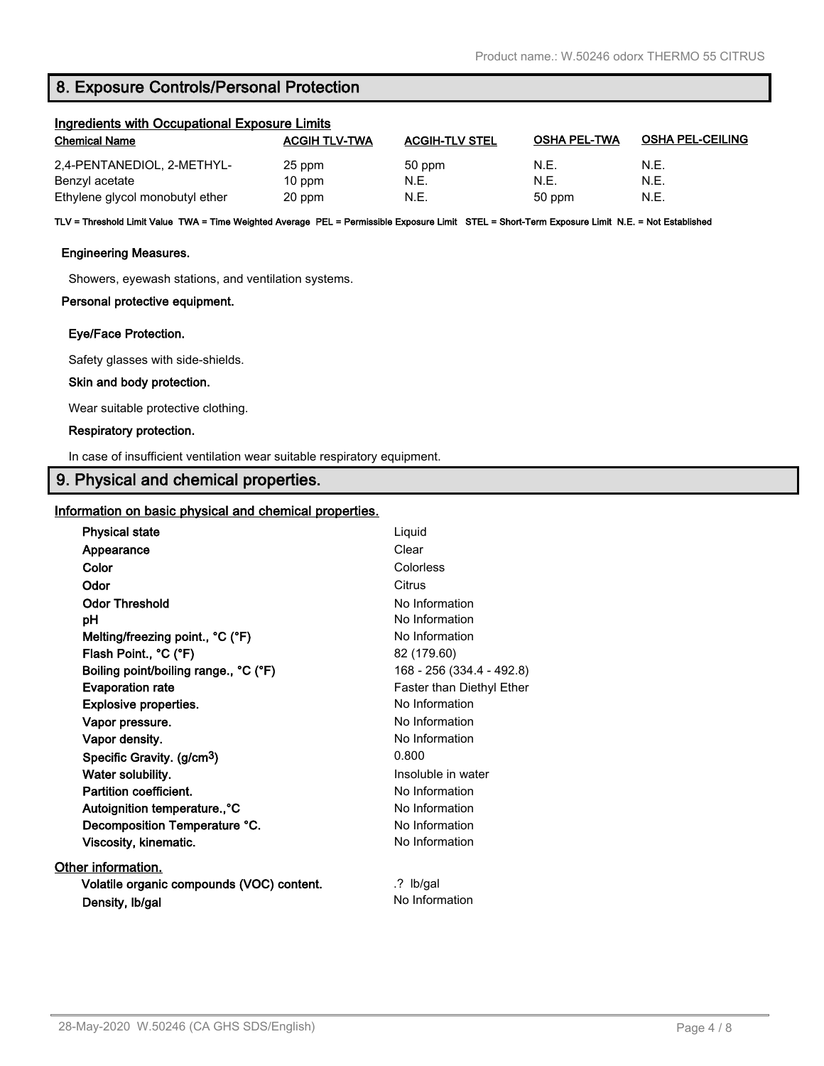## 8. Exposure Controls/Personal Protection

### Ingredients with Occupational Exposure Limits

| Chemical Name | ACGIH TLV-TWA | ACGIH-TLV STEL | OSHA PEL-TWA | OSHA PEL-CEILING |
|---|---|---|---|---|
| 2,4-PENTANEDIOL, 2-METHYL- | 25 ppm | 50 ppm | N.E. | N.E. |
| Benzyl acetate | 10 ppm | N.E. | N.E. | N.E. |
| Ethylene glycol monobutyl ether | 20 ppm | N.E. | 50 ppm | N.E. |

**TLV = Threshold Limit Value TWA = Time Weighted Average PEL = Permissible Exposure Limit STEL = Short-Term Exposure Limit N.E. = Not Established**

**Engineering Measures.**

Showers, eyewash stations, and ventilation systems.

**Personal protective equipment.**

**Eye/Face Protection.**

Safety glasses with side-shields.

**Skin and body protection.**

Wear suitable protective clothing.

**Respiratory protection.**

In case of insufficient ventilation wear suitable respiratory equipment.

## 9. Physical and chemical properties.

### Information on basic physical and chemical properties.

| | |
|---|---|
| **Physical state** | Liquid |
| **Appearance** | Clear |
| **Color** | Colorless |
| **Odor** | Citrus |
| **Odor Threshold** | No Information |
| **pH** | No Information |
| **Melting/freezing point., °C (°F)** | No Information |
| **Flash Point., °C (°F)** | 82 (179.60) |
| **Boiling point/boiling range., °C (°F)** | 168 - 256 (334.4 - 492.8) |
| **Evaporation rate** | Faster than Diethyl Ether |
| **Explosive properties.** | No Information |
| **Vapor pressure.** | No Information |
| **Vapor density.** | No Information |
| **Specific Gravity. (g/cm$^3$)** | 0.800 |
| **Water solubility.** | Insoluble in water |
| **Partition coefficient.** | No Information |
| **Autoignition temperature.,°C** | No Information |
| **Decomposition Temperature °C.** | No Information |
| **Viscosity, kinematic.** | No Information |

### Other information.

| | |
|---|---|
| **Volatile organic compounds (VOC) content.** | .? lb/gal |
| **Density, lb/gal** | No Information |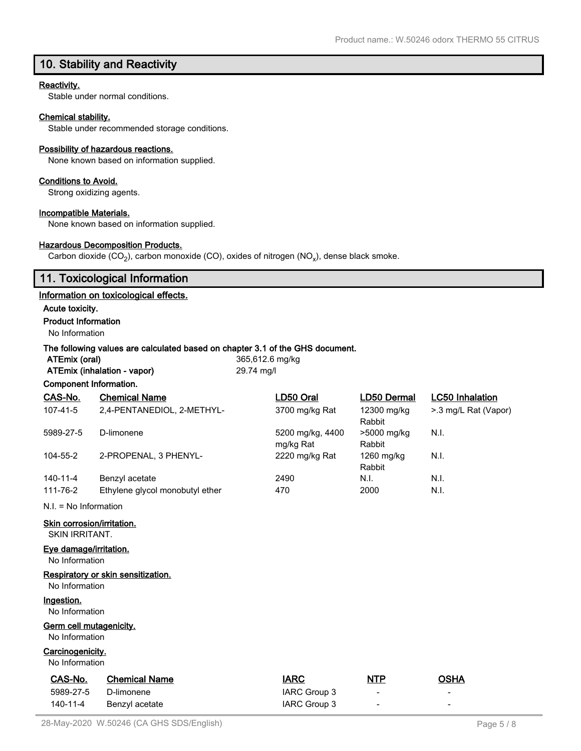## 10. Stability and Reactivity

**Reactivity.**

Stable under normal conditions.

**Chemical stability.**

Stable under recommended storage conditions.

**Possibility of hazardous reactions.**

None known based on information supplied.

**Conditions to Avoid.**

Strong oxidizing agents.

**Incompatible Materials.**

None known based on information supplied.

**Hazardous Decomposition Products.**

Carbon dioxide ($CO_2$), carbon monoxide (CO), oxides of nitrogen ($NO_x$), dense black smoke.

## 11. Toxicological Information

**Information on toxicological effects.**

**Acute toxicity.**

**Product Information**

No Information

**The following values are calculated based on chapter 3.1 of the GHS document.**

| | |
|---|---|
| **ATEmix (oral)** | 365,612.6 mg/kg |
| **ATEmix (inhalation - vapor)** | 29.74 mg/l |

**Component Information.**

| CAS-No. | Chemical Name | LD50 Oral | LD50 Dermal | LC50 Inhalation |
|---|---|---|---|---|
| 107-41-5 | 2,4-PENTANEDIOL, 2-METHYL- | 3700 mg/kg Rat | 12300 mg/kg Rabbit | >.3 mg/L Rat (Vapor) |
| 5989-27-5 | D-limonene | 5200 mg/kg, 4400 mg/kg Rat | >5000 mg/kg Rabbit | N.I. |
| 104-55-2 | 2-PROPENAL, 3 PHENYL- | 2220 mg/kg Rat | 1260 mg/kg Rabbit | N.I. |
| 140-11-4 | Benzyl acetate | 2490 | N.I. | N.I. |
| 111-76-2 | Ethylene glycol monobutyl ether | 470 | 2000 | N.I. |

N.I. = No Information

**Skin corrosion/irritation.**

SKIN IRRITANT.

**Eye damage/irritation.**

No Information

**Respiratory or skin sensitization.**

No Information

**Ingestion.**

No Information

**Germ cell mutagenicity.**

No Information

**Carcinogenicity.**

No Information

| CAS-No. | Chemical Name | IARC | NTP | OSHA |
|---|---|---|---|---|
| 5989-27-5 | D-limonene | IARC Group 3 | - | - |
| 140-11-4 | Benzyl acetate | IARC Group 3 | - | - |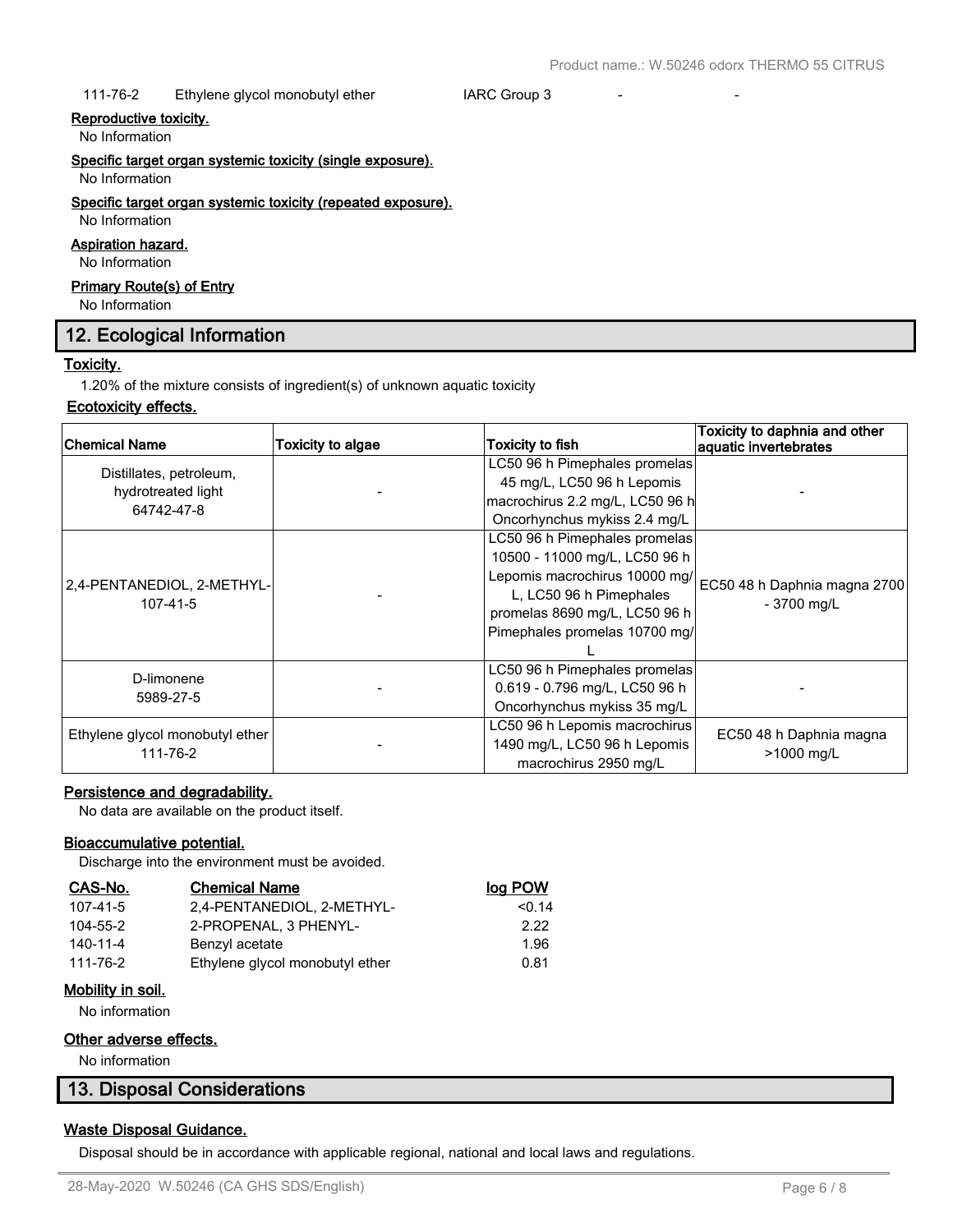| 111-76-2 | Ethylene glycol monobutyl ether | IARC Group 3 | - | - |
|---|---|---|---|---|

**Reproductive toxicity.**

No Information

**Specific target organ systemic toxicity (single exposure).**

No Information

**Specific target organ systemic toxicity (repeated exposure).**

No Information

**Aspiration hazard.**

No Information

**Primary Route(s) of Entry**

No Information

## 12. Ecological Information

**Toxicity.**

1.20% of the mixture consists of ingredient(s) of unknown aquatic toxicity

**Ecotoxicity effects.**

| Chemical Name | Toxicity to algae | Toxicity to fish | Toxicity to daphnia and other aquatic invertebrates |
|---|---|---|---|
| Distillates, petroleum, hydrotreated light 64742-47-8 | - | LC50 96 h Pimephales promelas 45 mg/L, LC50 96 h Lepomis macrochirus 2.2 mg/L, LC50 96 h Oncorhynchus mykiss 2.4 mg/L | - |
| 2,4-PENTANEDIOL, 2-METHYL- 107-41-5 | - | LC50 96 h Pimephales promelas 10500 - 11000 mg/L, LC50 96 h Lepomis macrochirus 10000 mg/L, LC50 96 h Pimephales promelas 8690 mg/L, LC50 96 h Pimephales promelas 10700 mg/L | EC50 48 h Daphnia magna 2700 - 3700 mg/L |
| D-limonene 5989-27-5 | - | LC50 96 h Pimephales promelas 0.619 - 0.796 mg/L, LC50 96 h Oncorhynchus mykiss 35 mg/L | - |
| Ethylene glycol monobutyl ether 111-76-2 | - | LC50 96 h Lepomis macrochirus 1490 mg/L, LC50 96 h Lepomis macrochirus 2950 mg/L | EC50 48 h Daphnia magna >1000 mg/L |

**Persistence and degradability.**

No data are available on the product itself.

**Bioaccumulative potential.**

Discharge into the environment must be avoided.

| CAS-No. | Chemical Name | log POW |
|---|---|---|
| 107-41-5 | 2,4-PENTANEDIOL, 2-METHYL- | <0.14 |
| 104-55-2 | 2-PROPENAL, 3 PHENYL- | 2.22 |
| 140-11-4 | Benzyl acetate | 1.96 |
| 111-76-2 | Ethylene glycol monobutyl ether | 0.81 |

**Mobility in soil.**

No information

**Other adverse effects.**

No information

## 13. Disposal Considerations

**Waste Disposal Guidance.**

Disposal should be in accordance with applicable regional, national and local laws and regulations.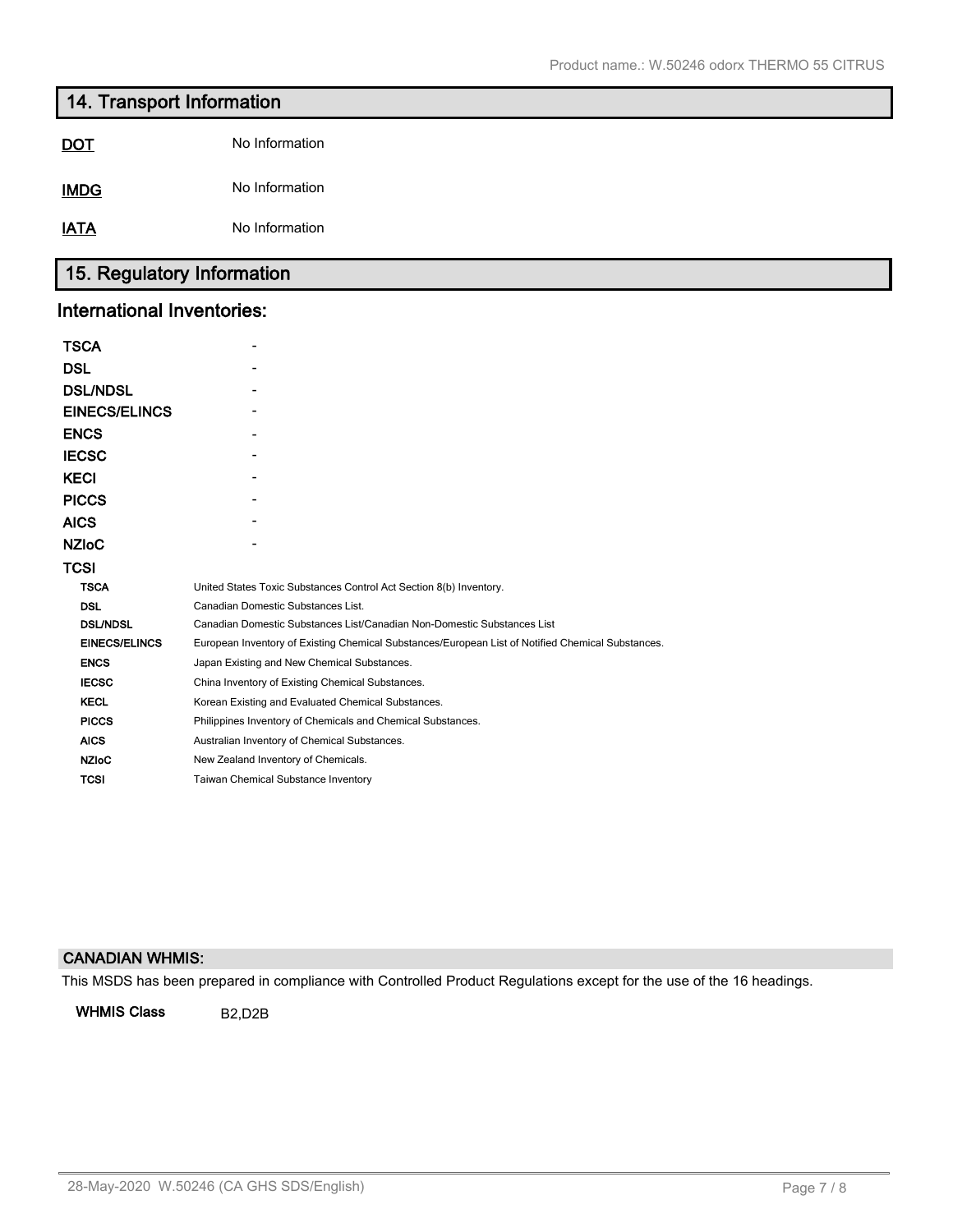## 14. Transport Information

| | |
|---|---|
| **DOT** | No Information |
| **IMDG** | No Information |
| **IATA** | No Information |

## 15. Regulatory Information

### International Inventories:

| | |
|---|---|
| **TSCA** | - |
| **DSL** | - |
| **DSL/NDSL** | - |
| **EINECS/ELINCS** | - |
| **ENCS** | - |
| **IECSC** | - |
| **KECI** | - |
| **PICCS** | - |
| **AICS** | - |
| **NZIoC** | - |
| **TCSI** | |

| | |
|---|---|
| **TSCA** | United States Toxic Substances Control Act Section 8(b) Inventory. |
| **DSL** | Canadian Domestic Substances List. |
| **DSL/NDSL** | Canadian Domestic Substances List/Canadian Non-Domestic Substances List |
| **EINECS/ELINCS** | European Inventory of Existing Chemical Substances/European List of Notified Chemical Substances. |
| **ENCS** | Japan Existing and New Chemical Substances. |
| **IECSC** | China Inventory of Existing Chemical Substances. |
| **KECL** | Korean Existing and Evaluated Chemical Substances. |
| **PICCS** | Philippines Inventory of Chemicals and Chemical Substances. |
| **AICS** | Australian Inventory of Chemical Substances. |
| **NZIoC** | New Zealand Inventory of Chemicals. |
| **TCSI** | Taiwan Chemical Substance Inventory |

### CANADIAN WHMIS:

This MSDS has been prepared in compliance with Controlled Product Regulations except for the use of the 16 headings.

**WHMIS Class** B2,D2B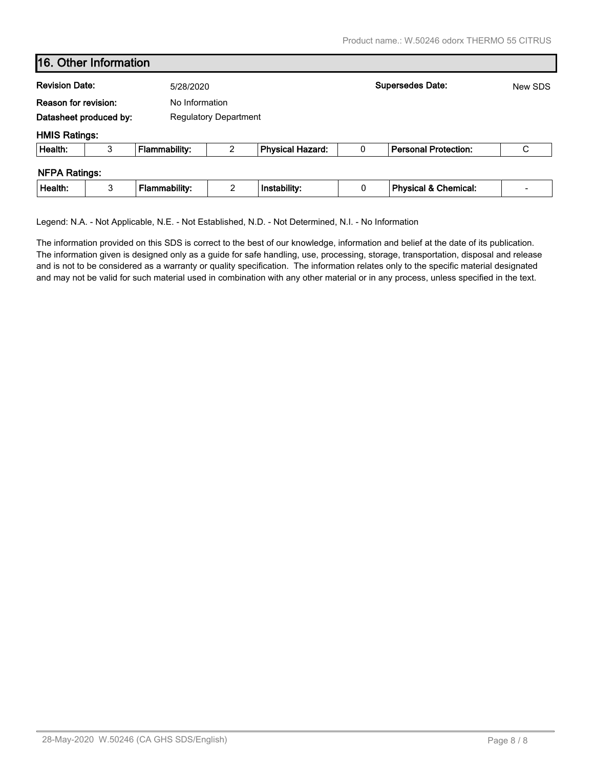## 16. Other Information

**Revision Date:** 5/28/2020 **Supersedes Date:** New SDS

**Reason for revision:** No Information

**Datasheet produced by:** Regulatory Department

**HMIS Ratings:**

| | | | | | | | |
|---|---|---|---|---|---|---|---|
| **Health:** | 3 | **Flammability:** | 2 | **Physical Hazard:** | 0 | **Personal Protection:** | C |

**NFPA Ratings:**

| | | | | | | | |
|---|---|---|---|---|---|---|---|
| **Health:** | 3 | **Flammability:** | 2 | **Instability:** | 0 | **Physical & Chemical:** | - |

Legend: N.A. - Not Applicable, N.E. - Not Established, N.D. - Not Determined, N.I. - No Information

The information provided on this SDS is correct to the best of our knowledge, information and belief at the date of its publication. The information given is designed only as a guide for safe handling, use, processing, storage, transportation, disposal and release and is not to be considered as a warranty or quality specification. The information relates only to the specific material designated and may not be valid for such material used in combination with any other material or in any process, unless specified in the text.